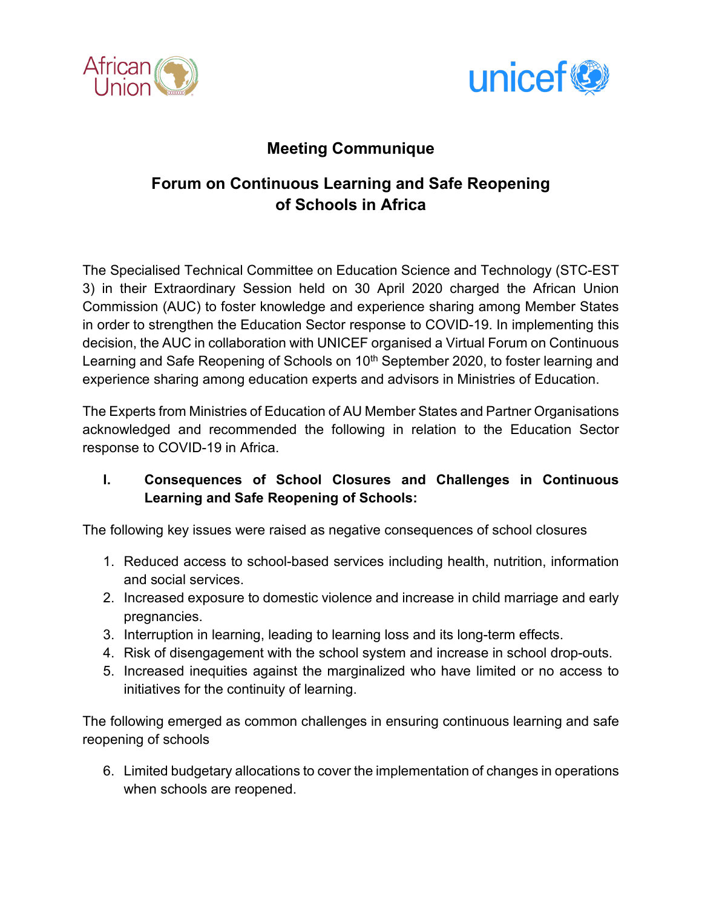# Meeting Communique

## Forum on Continuous Learning and Safe Reopening of Schools in Africa

The Specialised Technical Committee on Education Science and Technology (STC-EST 3) in their Extraordinary Session held on 30 April 2020 charged the African Union Commission (AUC) to foster knowledge and experience sharing among Member States in order to strengthen the Education Sector response to COVID-19. In implementing this decision, the AUC in collaboration with UNICEF organised a Virtual Forum on Continuous Learning and Safe Reopening of Schools on 10th September 2020, to foster learning and experience sharing among education experts and advisors in Ministries of Education.

The Experts from Ministries of Education of AU Member States and Partner Organisations acknowledged and recommended the following in relation to the Education Sector response to COVID-19 in Africa.

### I. Consequences of School Closures and Challenges in Continuous Learning and Safe Reopening of Schools:

The following key issues were raised as negative consequences of school closures

1. Reduced access to school-based services including health, nutrition, information and social services.
2. Increased exposure to domestic violence and increase in child marriage and early pregnancies.
3. Interruption in learning, leading to learning loss and its long-term effects.
4. Risk of disengagement with the school system and increase in school drop-outs.
5. Increased inequities against the marginalized who have limited or no access to initiatives for the continuity of learning.

The following emerged as common challenges in ensuring continuous learning and safe reopening of schools

6. Limited budgetary allocations to cover the implementation of changes in operations when schools are reopened.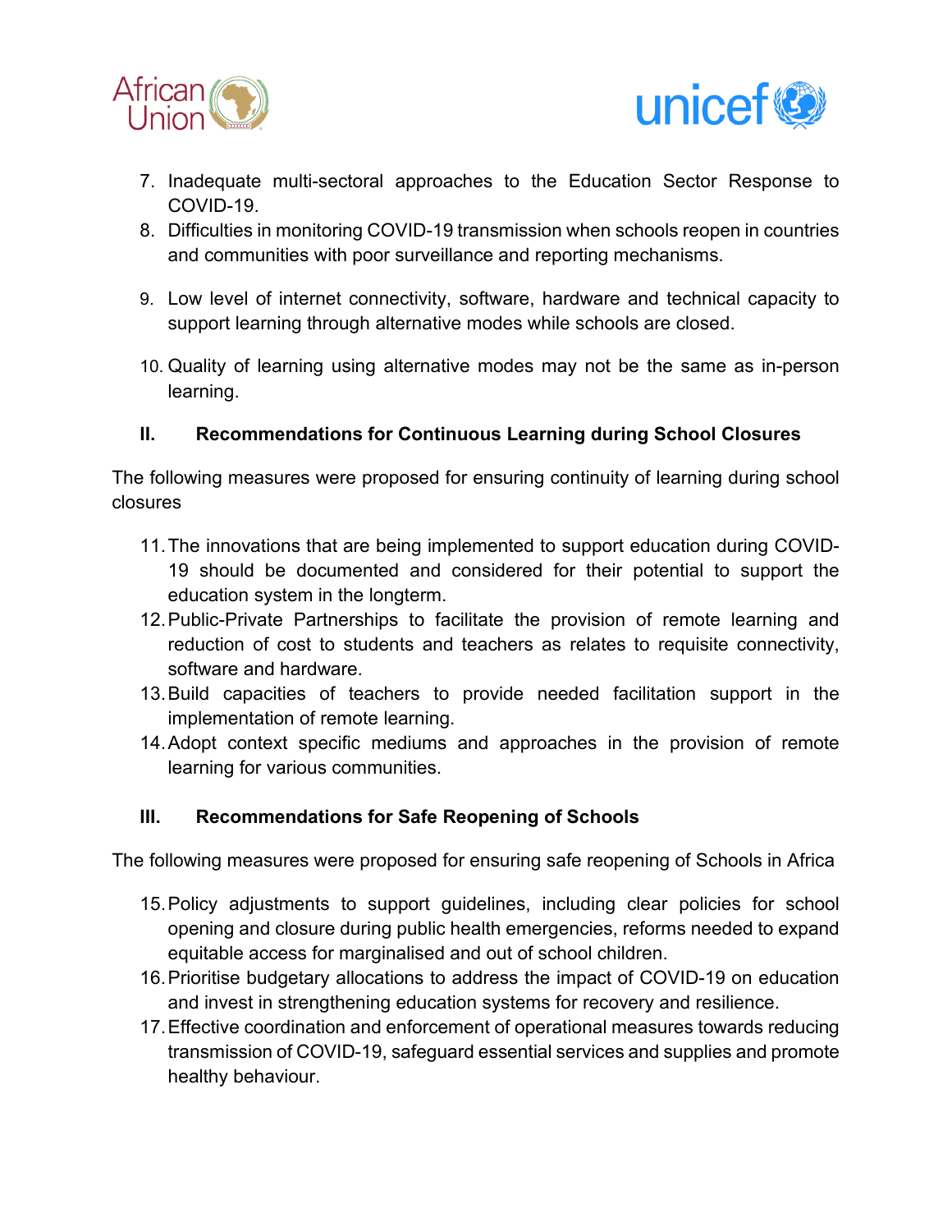7. Inadequate multi-sectoral approaches to the Education Sector Response to COVID-19.
8. Difficulties in monitoring COVID-19 transmission when schools reopen in countries and communities with poor surveillance and reporting mechanisms.
9. Low level of internet connectivity, software, hardware and technical capacity to support learning through alternative modes while schools are closed.
10. Quality of learning using alternative modes may not be the same as in-person learning.

## II. Recommendations for Continuous Learning during School Closures

The following measures were proposed for ensuring continuity of learning during school closures

11. The innovations that are being implemented to support education during COVID-19 should be documented and considered for their potential to support the education system in the longterm.
12. Public-Private Partnerships to facilitate the provision of remote learning and reduction of cost to students and teachers as relates to requisite connectivity, software and hardware.
13. Build capacities of teachers to provide needed facilitation support in the implementation of remote learning.
14. Adopt context specific mediums and approaches in the provision of remote learning for various communities.

## III. Recommendations for Safe Reopening of Schools

The following measures were proposed for ensuring safe reopening of Schools in Africa

15. Policy adjustments to support guidelines, including clear policies for school opening and closure during public health emergencies, reforms needed to expand equitable access for marginalised and out of school children.
16. Prioritise budgetary allocations to address the impact of COVID-19 on education and invest in strengthening education systems for recovery and resilience.
17. Effective coordination and enforcement of operational measures towards reducing transmission of COVID-19, safeguard essential services and supplies and promote healthy behaviour.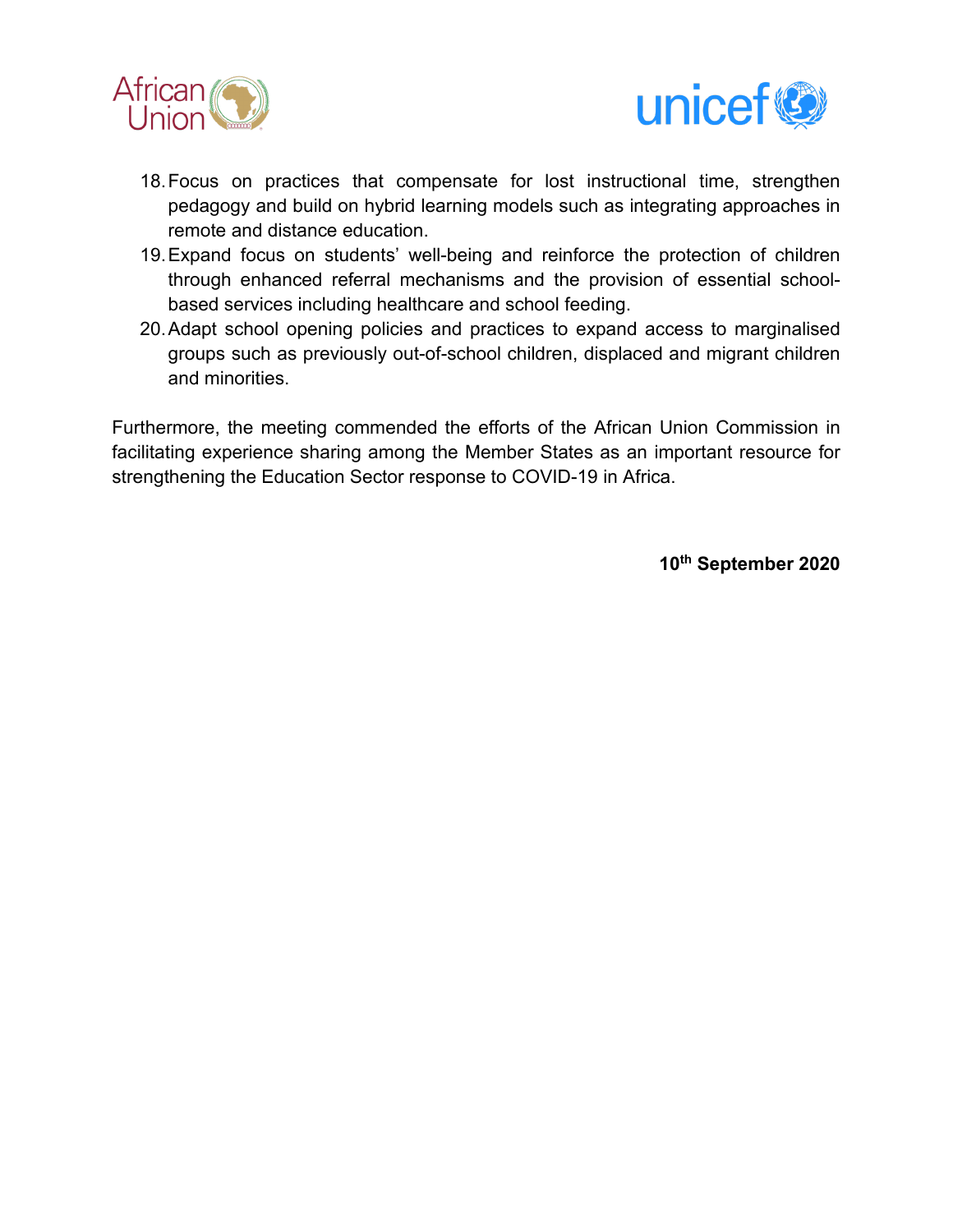18. Focus on practices that compensate for lost instructional time, strengthen pedagogy and build on hybrid learning models such as integrating approaches in remote and distance education.
19. Expand focus on students' well-being and reinforce the protection of children through enhanced referral mechanisms and the provision of essential school-based services including healthcare and school feeding.
20. Adapt school opening policies and practices to expand access to marginalised groups such as previously out-of-school children, displaced and migrant children and minorities.

Furthermore, the meeting commended the efforts of the African Union Commission in facilitating experience sharing among the Member States as an important resource for strengthening the Education Sector response to COVID-19 in Africa.

**10th September 2020**